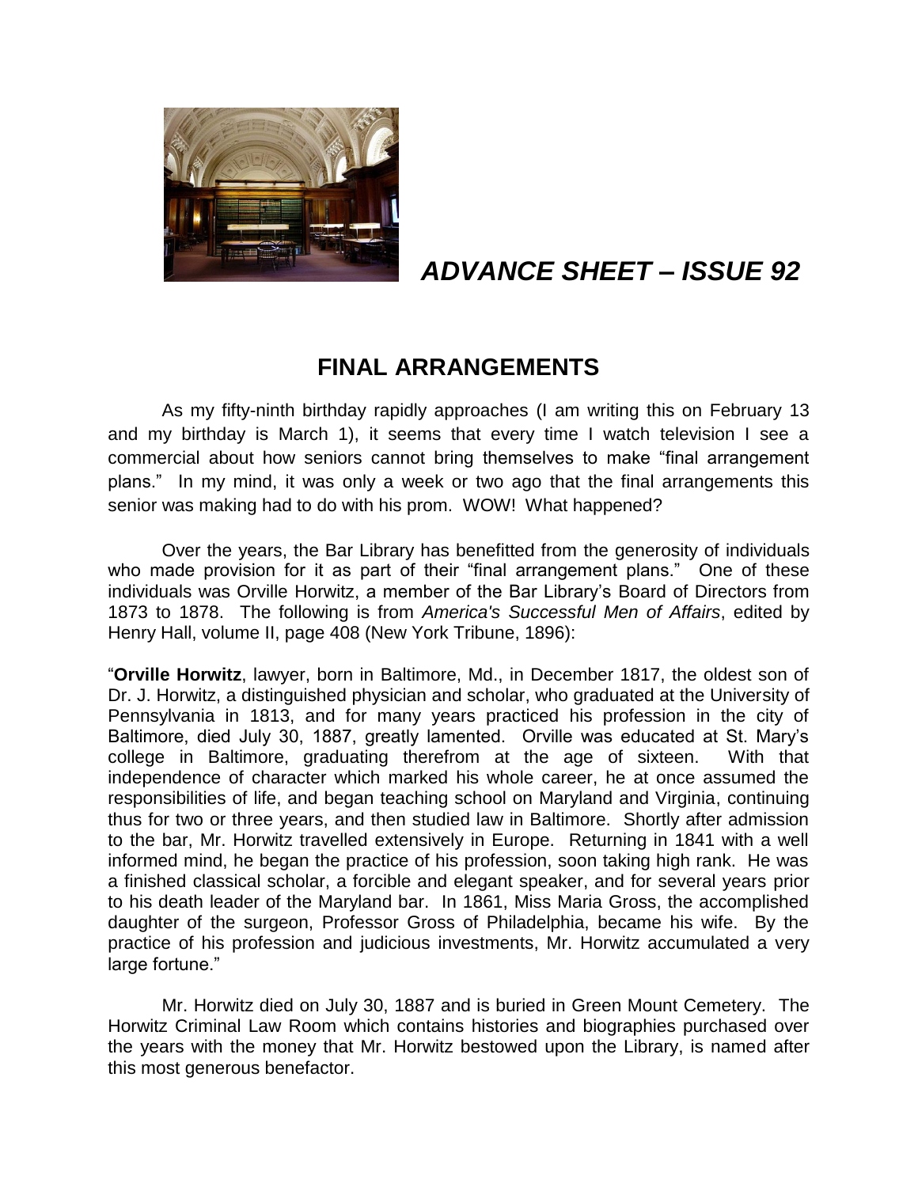# *ADVANCE SHEET – ISSUE 92*

## FINAL ARRANGEMENTS

As my fifty-ninth birthday rapidly approaches (I am writing this on February 13 and my birthday is March 1), it seems that every time I watch television I see a commercial about how seniors cannot bring themselves to make "final arrangement plans." In my mind, it was only a week or two ago that the final arrangements this senior was making had to do with his prom. WOW! What happened?

Over the years, the Bar Library has benefitted from the generosity of individuals who made provision for it as part of their "final arrangement plans." One of these individuals was Orville Horwitz, a member of the Bar Library's Board of Directors from 1873 to 1878. The following is from *America's Successful Men of Affairs*, edited by Henry Hall, volume II, page 408 (New York Tribune, 1896):

"**Orville Horwitz**, lawyer, born in Baltimore, Md., in December 1817, the oldest son of Dr. J. Horwitz, a distinguished physician and scholar, who graduated at the University of Pennsylvania in 1813, and for many years practiced his profession in the city of Baltimore, died July 30, 1887, greatly lamented. Orville was educated at St. Mary's college in Baltimore, graduating therefrom at the age of sixteen. With that independence of character which marked his whole career, he at once assumed the responsibilities of life, and began teaching school on Maryland and Virginia, continuing thus for two or three years, and then studied law in Baltimore. Shortly after admission to the bar, Mr. Horwitz travelled extensively in Europe. Returning in 1841 with a well informed mind, he began the practice of his profession, soon taking high rank. He was a finished classical scholar, a forcible and elegant speaker, and for several years prior to his death leader of the Maryland bar. In 1861, Miss Maria Gross, the accomplished daughter of the surgeon, Professor Gross of Philadelphia, became his wife. By the practice of his profession and judicious investments, Mr. Horwitz accumulated a very large fortune."

Mr. Horwitz died on July 30, 1887 and is buried in Green Mount Cemetery. The Horwitz Criminal Law Room which contains histories and biographies purchased over the years with the money that Mr. Horwitz bestowed upon the Library, is named after this most generous benefactor.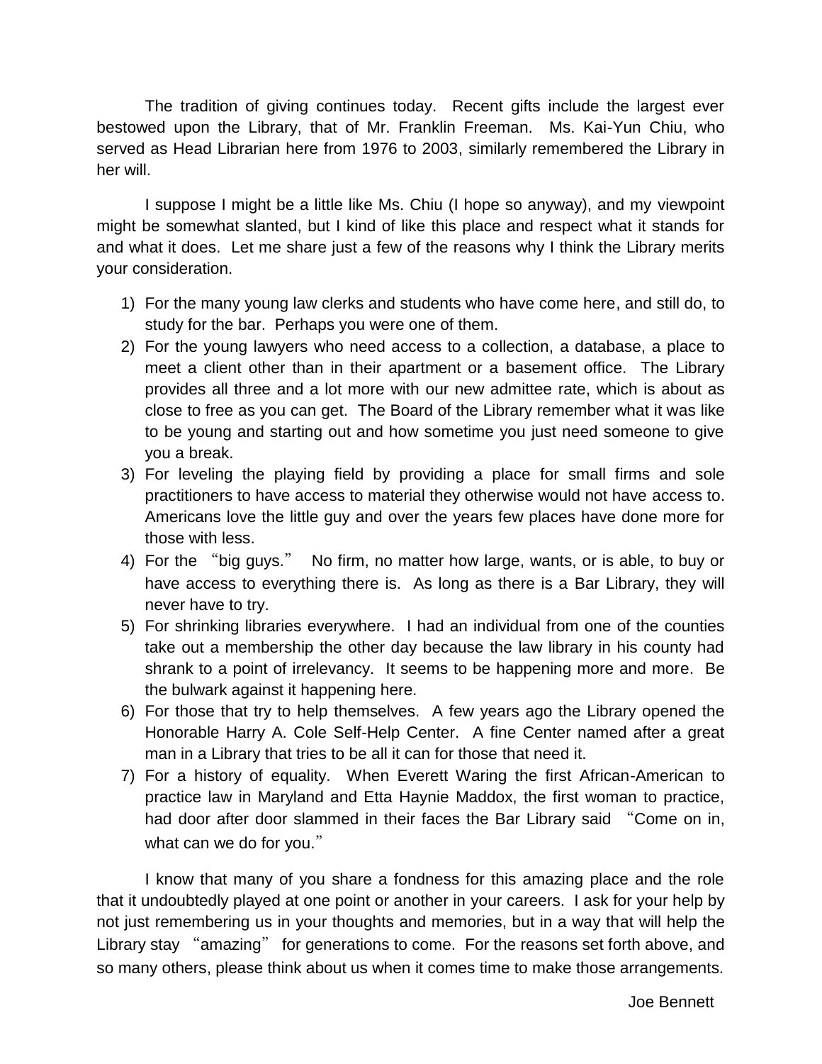The tradition of giving continues today. Recent gifts include the largest ever bestowed upon the Library, that of Mr. Franklin Freeman. Ms. Kai-Yun Chiu, who served as Head Librarian here from 1976 to 2003, similarly remembered the Library in her will.

I suppose I might be a little like Ms. Chiu (I hope so anyway), and my viewpoint might be somewhat slanted, but I kind of like this place and respect what it stands for and what it does. Let me share just a few of the reasons why I think the Library merits your consideration.

1) For the many young law clerks and students who have come here, and still do, to study for the bar. Perhaps you were one of them.
2) For the young lawyers who need access to a collection, a database, a place to meet a client other than in their apartment or a basement office. The Library provides all three and a lot more with our new admittee rate, which is about as close to free as you can get. The Board of the Library remember what it was like to be young and starting out and how sometime you just need someone to give you a break.
3) For leveling the playing field by providing a place for small firms and sole practitioners to have access to material they otherwise would not have access to. Americans love the little guy and over the years few places have done more for those with less.
4) For the "big guys." No firm, no matter how large, wants, or is able, to buy or have access to everything there is. As long as there is a Bar Library, they will never have to try.
5) For shrinking libraries everywhere. I had an individual from one of the counties take out a membership the other day because the law library in his county had shrank to a point of irrelevancy. It seems to be happening more and more. Be the bulwark against it happening here.
6) For those that try to help themselves. A few years ago the Library opened the Honorable Harry A. Cole Self-Help Center. A fine Center named after a great man in a Library that tries to be all it can for those that need it.
7) For a history of equality. When Everett Waring the first African-American to practice law in Maryland and Etta Haynie Maddox, the first woman to practice, had door after door slammed in their faces the Bar Library said "Come on in, what can we do for you."

I know that many of you share a fondness for this amazing place and the role that it undoubtedly played at one point or another in your careers. I ask for your help by not just remembering us in your thoughts and memories, but in a way that will help the Library stay "amazing" for generations to come. For the reasons set forth above, and so many others, please think about us when it comes time to make those arrangements.

Joe Bennett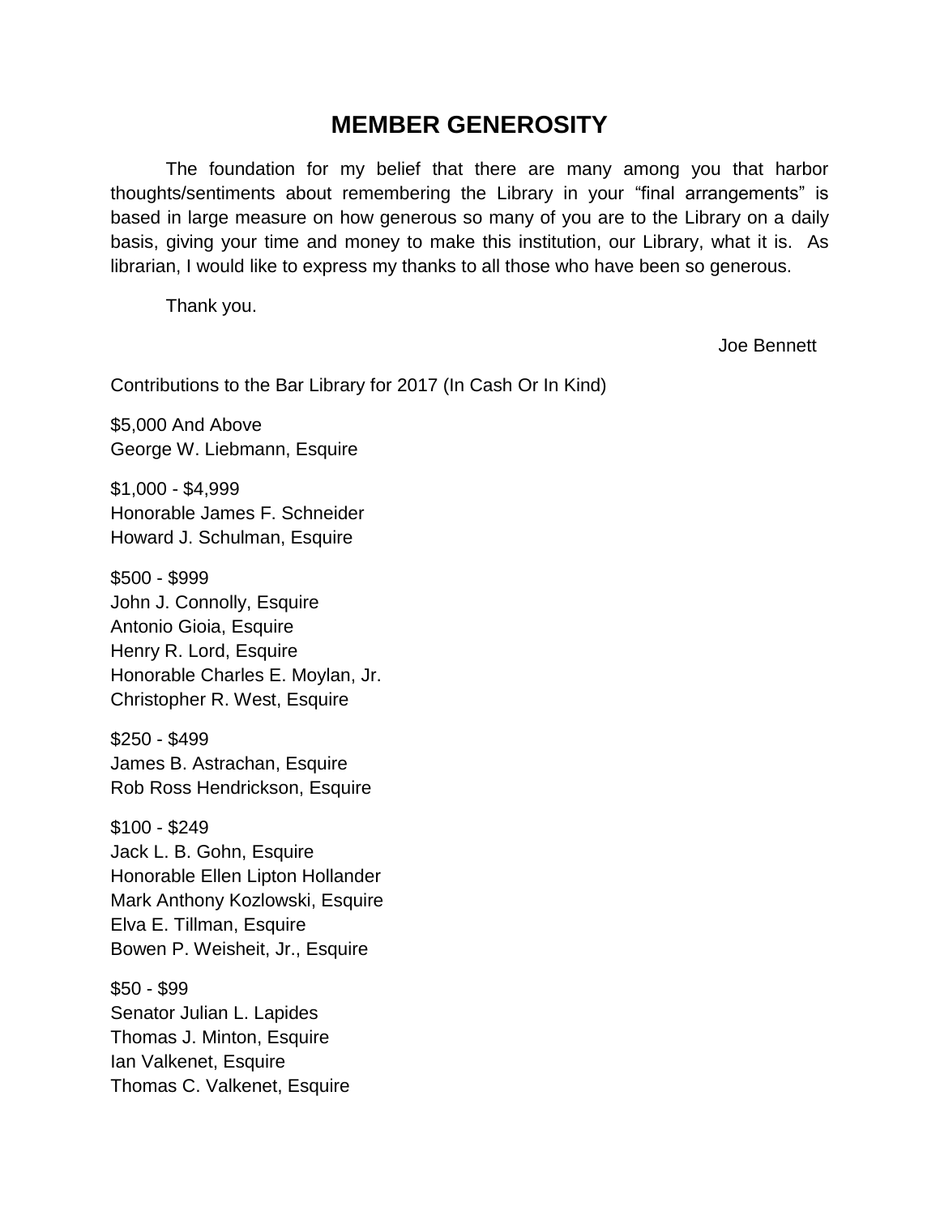# MEMBER GENEROSITY

The foundation for my belief that there are many among you that harbor thoughts/sentiments about remembering the Library in your "final arrangements" is based in large measure on how generous so many of you are to the Library on a daily basis, giving your time and money to make this institution, our Library, what it is. As librarian, I would like to express my thanks to all those who have been so generous.

Thank you.

Joe Bennett

Contributions to the Bar Library for 2017 (In Cash Or In Kind)

$5,000 And Above
George W. Liebmann, Esquire

$1,000 - $4,999
Honorable James F. Schneider
Howard J. Schulman, Esquire

$500 - $999
John J. Connolly, Esquire
Antonio Gioia, Esquire
Henry R. Lord, Esquire
Honorable Charles E. Moylan, Jr.
Christopher R. West, Esquire

$250 - $499
James B. Astrachan, Esquire
Rob Ross Hendrickson, Esquire

$100 - $249
Jack L. B. Gohn, Esquire
Honorable Ellen Lipton Hollander
Mark Anthony Kozlowski, Esquire
Elva E. Tillman, Esquire
Bowen P. Weisheit, Jr., Esquire

$50 - $99
Senator Julian L. Lapides
Thomas J. Minton, Esquire
Ian Valkenet, Esquire
Thomas C. Valkenet, Esquire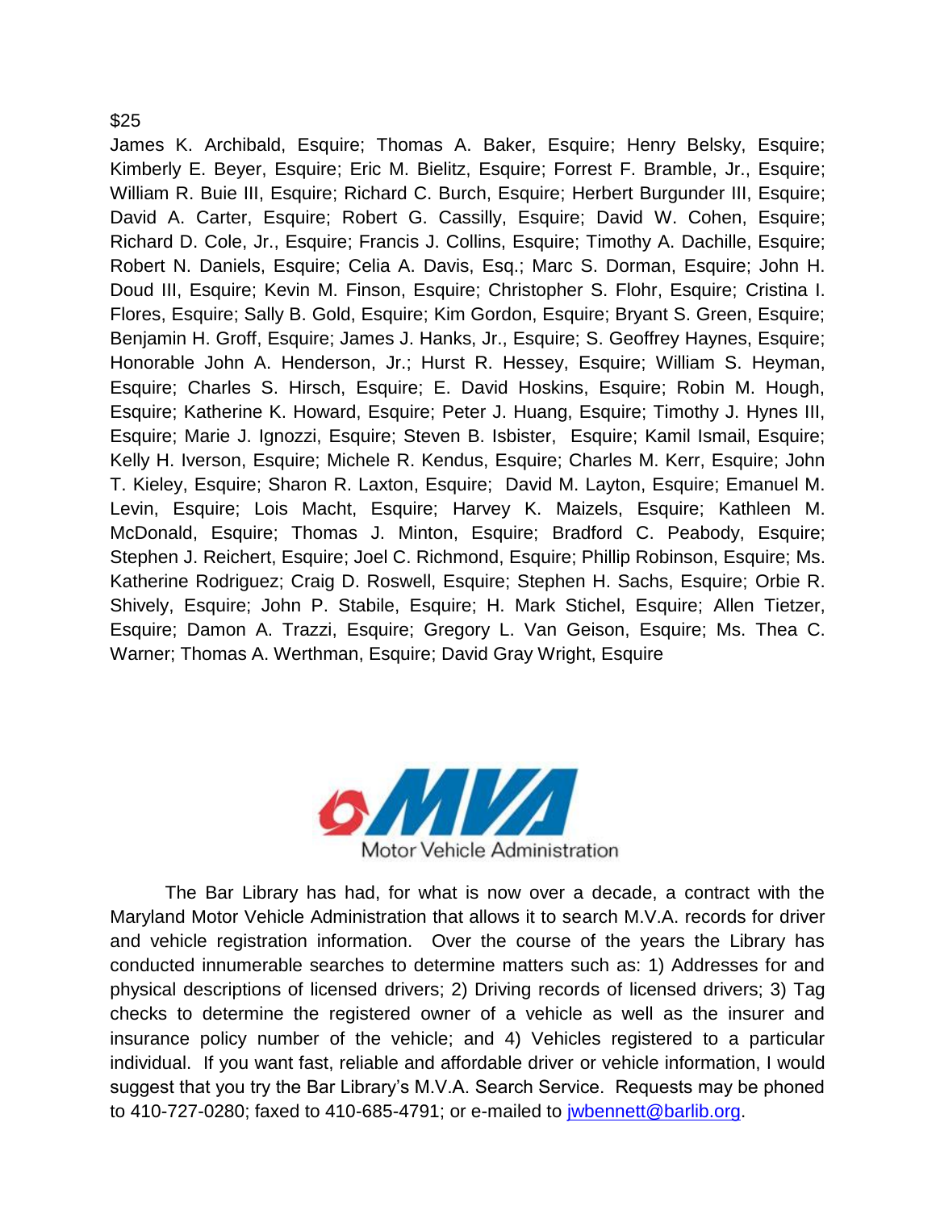$25

James K. Archibald, Esquire; Thomas A. Baker, Esquire; Henry Belsky, Esquire; Kimberly E. Beyer, Esquire; Eric M. Bielitz, Esquire; Forrest F. Bramble, Jr., Esquire; William R. Buie III, Esquire; Richard C. Burch, Esquire; Herbert Burgunder III, Esquire; David A. Carter, Esquire; Robert G. Cassilly, Esquire; David W. Cohen, Esquire; Richard D. Cole, Jr., Esquire; Francis J. Collins, Esquire; Timothy A. Dachille, Esquire; Robert N. Daniels, Esquire; Celia A. Davis, Esq.; Marc S. Dorman, Esquire; John H. Doud III, Esquire; Kevin M. Finson, Esquire; Christopher S. Flohr, Esquire; Cristina I. Flores, Esquire; Sally B. Gold, Esquire; Kim Gordon, Esquire; Bryant S. Green, Esquire; Benjamin H. Groff, Esquire; James J. Hanks, Jr., Esquire; S. Geoffrey Haynes, Esquire; Honorable John A. Henderson, Jr.; Hurst R. Hessey, Esquire; William S. Heyman, Esquire; Charles S. Hirsch, Esquire; E. David Hoskins, Esquire; Robin M. Hough, Esquire; Katherine K. Howard, Esquire; Peter J. Huang, Esquire; Timothy J. Hynes III, Esquire; Marie J. Ignozzi, Esquire; Steven B. Isbister, Esquire; Kamil Ismail, Esquire; Kelly H. Iverson, Esquire; Michele R. Kendus, Esquire; Charles M. Kerr, Esquire; John T. Kieley, Esquire; Sharon R. Laxton, Esquire; David M. Layton, Esquire; Emanuel M. Levin, Esquire; Lois Macht, Esquire; Harvey K. Maizels, Esquire; Kathleen M. McDonald, Esquire; Thomas J. Minton, Esquire; Bradford C. Peabody, Esquire; Stephen J. Reichert, Esquire; Joel C. Richmond, Esquire; Phillip Robinson, Esquire; Ms. Katherine Rodriguez; Craig D. Roswell, Esquire; Stephen H. Sachs, Esquire; Orbie R. Shively, Esquire; John P. Stabile, Esquire; H. Mark Stichel, Esquire; Allen Tietzer, Esquire; Damon A. Trazzi, Esquire; Gregory L. Van Geison, Esquire; Ms. Thea C. Warner; Thomas A. Werthman, Esquire; David Gray Wright, Esquire

MVA
Motor Vehicle Administration

The Bar Library has had, for what is now over a decade, a contract with the Maryland Motor Vehicle Administration that allows it to search M.V.A. records for driver and vehicle registration information. Over the course of the years the Library has conducted innumerable searches to determine matters such as: 1) Addresses for and physical descriptions of licensed drivers; 2) Driving records of licensed drivers; 3) Tag checks to determine the registered owner of a vehicle as well as the insurer and insurance policy number of the vehicle; and 4) Vehicles registered to a particular individual. If you want fast, reliable and affordable driver or vehicle information, I would suggest that you try the Bar Library's M.V.A. Search Service. Requests may be phoned to 410-727-0280; faxed to 410-685-4791; or e-mailed to jwbennett@barlib.org.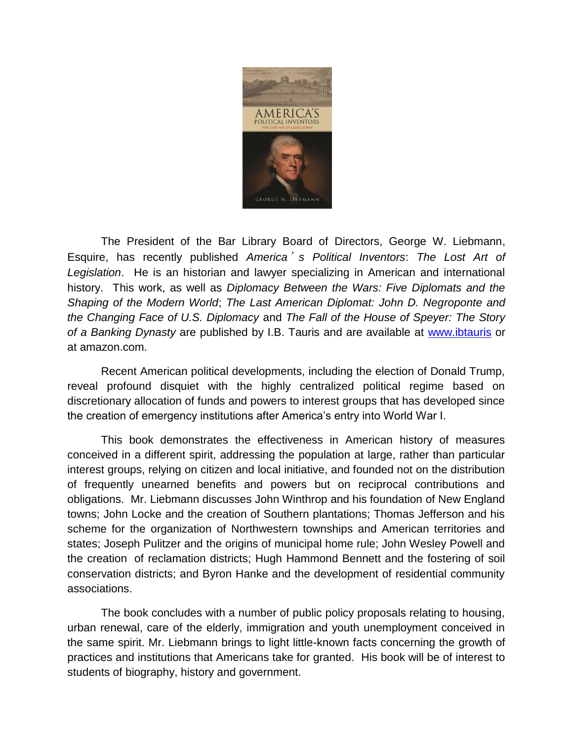The President of the Bar Library Board of Directors, George W. Liebmann, Esquire, has recently published *America's Political Inventors*: *The Lost Art of Legislation*. He is an historian and lawyer specializing in American and international history. This work, as well as *Diplomacy Between the Wars: Five Diplomats and the Shaping of the Modern World*; *The Last American Diplomat: John D. Negroponte and the Changing Face of U.S. Diplomacy* and *The Fall of the House of Speyer: The Story of a Banking Dynasty* are published by I.B. Tauris and are available at www.ibtauris or at amazon.com.

Recent American political developments, including the election of Donald Trump, reveal profound disquiet with the highly centralized political regime based on discretionary allocation of funds and powers to interest groups that has developed since the creation of emergency institutions after America's entry into World War I.

This book demonstrates the effectiveness in American history of measures conceived in a different spirit, addressing the population at large, rather than particular interest groups, relying on citizen and local initiative, and founded not on the distribution of frequently unearned benefits and powers but on reciprocal contributions and obligations. Mr. Liebmann discusses John Winthrop and his foundation of New England towns; John Locke and the creation of Southern plantations; Thomas Jefferson and his scheme for the organization of Northwestern townships and American territories and states; Joseph Pulitzer and the origins of municipal home rule; John Wesley Powell and the creation of reclamation districts; Hugh Hammond Bennett and the fostering of soil conservation districts; and Byron Hanke and the development of residential community associations.

The book concludes with a number of public policy proposals relating to housing, urban renewal, care of the elderly, immigration and youth unemployment conceived in the same spirit. Mr. Liebmann brings to light little-known facts concerning the growth of practices and institutions that Americans take for granted. His book will be of interest to students of biography, history and government.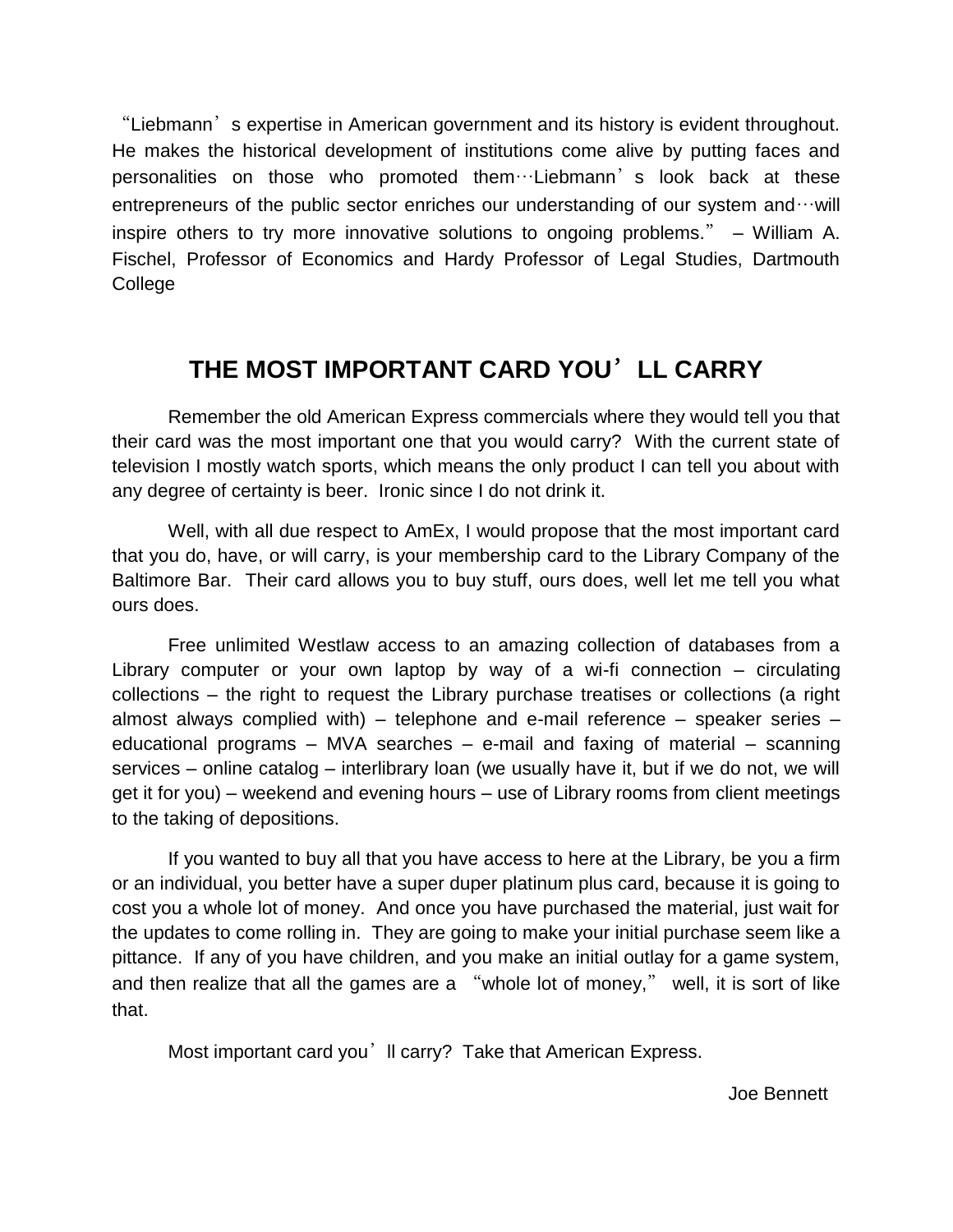"Liebmann's expertise in American government and its history is evident throughout. He makes the historical development of institutions come alive by putting faces and personalities on those who promoted them…Liebmann's look back at these entrepreneurs of the public sector enriches our understanding of our system and…will inspire others to try more innovative solutions to ongoing problems." – William A. Fischel, Professor of Economics and Hardy Professor of Legal Studies, Dartmouth College

## THE MOST IMPORTANT CARD YOU'LL CARRY

Remember the old American Express commercials where they would tell you that their card was the most important one that you would carry? With the current state of television I mostly watch sports, which means the only product I can tell you about with any degree of certainty is beer. Ironic since I do not drink it.

Well, with all due respect to AmEx, I would propose that the most important card that you do, have, or will carry, is your membership card to the Library Company of the Baltimore Bar. Their card allows you to buy stuff, ours does, well let me tell you what ours does.

Free unlimited Westlaw access to an amazing collection of databases from a Library computer or your own laptop by way of a wi-fi connection – circulating collections – the right to request the Library purchase treatises or collections (a right almost always complied with) – telephone and e-mail reference – speaker series – educational programs – MVA searches – e-mail and faxing of material – scanning services – online catalog – interlibrary loan (we usually have it, but if we do not, we will get it for you) – weekend and evening hours – use of Library rooms from client meetings to the taking of depositions.

If you wanted to buy all that you have access to here at the Library, be you a firm or an individual, you better have a super duper platinum plus card, because it is going to cost you a whole lot of money. And once you have purchased the material, just wait for the updates to come rolling in. They are going to make your initial purchase seem like a pittance. If any of you have children, and you make an initial outlay for a game system, and then realize that all the games are a "whole lot of money," well, it is sort of like that.

Most important card you'll carry? Take that American Express.

Joe Bennett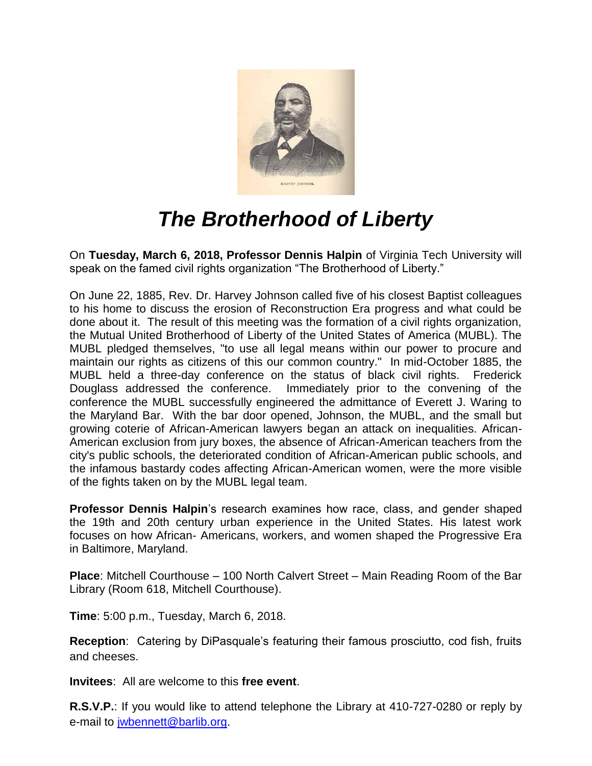# *The Brotherhood of Liberty*

On **Tuesday, March 6, 2018, Professor Dennis Halpin** of Virginia Tech University will speak on the famed civil rights organization "The Brotherhood of Liberty."

On June 22, 1885, Rev. Dr. Harvey Johnson called five of his closest Baptist colleagues to his home to discuss the erosion of Reconstruction Era progress and what could be done about it. The result of this meeting was the formation of a civil rights organization, the Mutual United Brotherhood of Liberty of the United States of America (MUBL). The MUBL pledged themselves, "to use all legal means within our power to procure and maintain our rights as citizens of this our common country." In mid-October 1885, the MUBL held a three-day conference on the status of black civil rights. Frederick Douglass addressed the conference. Immediately prior to the convening of the conference the MUBL successfully engineered the admittance of Everett J. Waring to the Maryland Bar. With the bar door opened, Johnson, the MUBL, and the small but growing coterie of African-American lawyers began an attack on inequalities. African-American exclusion from jury boxes, the absence of African-American teachers from the city's public schools, the deteriorated condition of African-American public schools, and the infamous bastardy codes affecting African-American women, were the more visible of the fights taken on by the MUBL legal team.

**Professor Dennis Halpin**'s research examines how race, class, and gender shaped the 19th and 20th century urban experience in the United States. His latest work focuses on how African- Americans, workers, and women shaped the Progressive Era in Baltimore, Maryland.

**Place**: Mitchell Courthouse – 100 North Calvert Street – Main Reading Room of the Bar Library (Room 618, Mitchell Courthouse).

**Time**: 5:00 p.m., Tuesday, March 6, 2018.

**Reception**: Catering by DiPasquale's featuring their famous prosciutto, cod fish, fruits and cheeses.

**Invitees**: All are welcome to this **free event**.

**R.S.V.P.**: If you would like to attend telephone the Library at 410-727-0280 or reply by e-mail to jwbennett@barlib.org.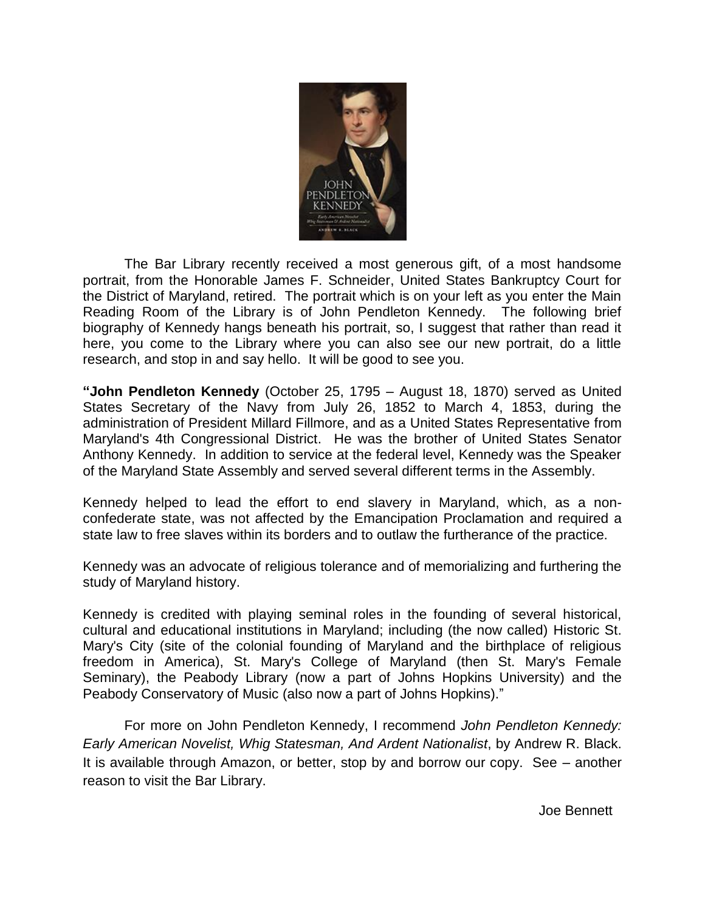The Bar Library recently received a most generous gift, of a most handsome portrait, from the Honorable James F. Schneider, United States Bankruptcy Court for the District of Maryland, retired. The portrait which is on your left as you enter the Main Reading Room of the Library is of John Pendleton Kennedy. The following brief biography of Kennedy hangs beneath his portrait, so, I suggest that rather than read it here, you come to the Library where you can also see our new portrait, do a little research, and stop in and say hello. It will be good to see you.

**"John Pendleton Kennedy** (October 25, 1795 – August 18, 1870) served as United States Secretary of the Navy from July 26, 1852 to March 4, 1853, during the administration of President Millard Fillmore, and as a United States Representative from Maryland's 4th Congressional District. He was the brother of United States Senator Anthony Kennedy. In addition to service at the federal level, Kennedy was the Speaker of the Maryland State Assembly and served several different terms in the Assembly.

Kennedy helped to lead the effort to end slavery in Maryland, which, as a non-confederate state, was not affected by the Emancipation Proclamation and required a state law to free slaves within its borders and to outlaw the furtherance of the practice.

Kennedy was an advocate of religious tolerance and of memorializing and furthering the study of Maryland history.

Kennedy is credited with playing seminal roles in the founding of several historical, cultural and educational institutions in Maryland; including (the now called) Historic St. Mary's City (site of the colonial founding of Maryland and the birthplace of religious freedom in America), St. Mary's College of Maryland (then St. Mary's Female Seminary), the Peabody Library (now a part of Johns Hopkins University) and the Peabody Conservatory of Music (also now a part of Johns Hopkins)."

For more on John Pendleton Kennedy, I recommend *John Pendleton Kennedy: Early American Novelist, Whig Statesman, And Ardent Nationalist*, by Andrew R. Black. It is available through Amazon, or better, stop by and borrow our copy. See – another reason to visit the Bar Library.

Joe Bennett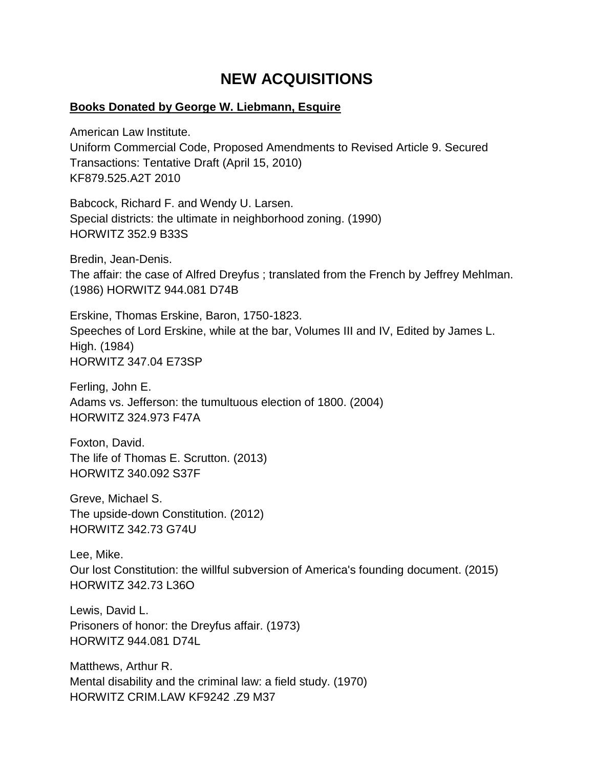# NEW ACQUISITIONS

**Books Donated by George W. Liebmann, Esquire**

American Law Institute.
Uniform Commercial Code, Proposed Amendments to Revised Article 9. Secured Transactions: Tentative Draft (April 15, 2010)
KF879.525.A2T 2010

Babcock, Richard F. and Wendy U. Larsen.
Special districts: the ultimate in neighborhood zoning. (1990)
HORWITZ 352.9 B33S

Bredin, Jean-Denis.
The affair: the case of Alfred Dreyfus ; translated from the French by Jeffrey Mehlman. (1986) HORWITZ 944.081 D74B

Erskine, Thomas Erskine, Baron, 1750-1823.
Speeches of Lord Erskine, while at the bar, Volumes III and IV, Edited by James L. High. (1984)
HORWITZ 347.04 E73SP

Ferling, John E.
Adams vs. Jefferson: the tumultuous election of 1800. (2004)
HORWITZ 324.973 F47A

Foxton, David.
The life of Thomas E. Scrutton. (2013)
HORWITZ 340.092 S37F

Greve, Michael S.
The upside-down Constitution. (2012)
HORWITZ 342.73 G74U

Lee, Mike.
Our lost Constitution: the willful subversion of America's founding document. (2015)
HORWITZ 342.73 L36O

Lewis, David L.
Prisoners of honor: the Dreyfus affair. (1973)
HORWITZ 944.081 D74L

Matthews, Arthur R.
Mental disability and the criminal law: a field study. (1970)
HORWITZ CRIM.LAW KF9242 .Z9 M37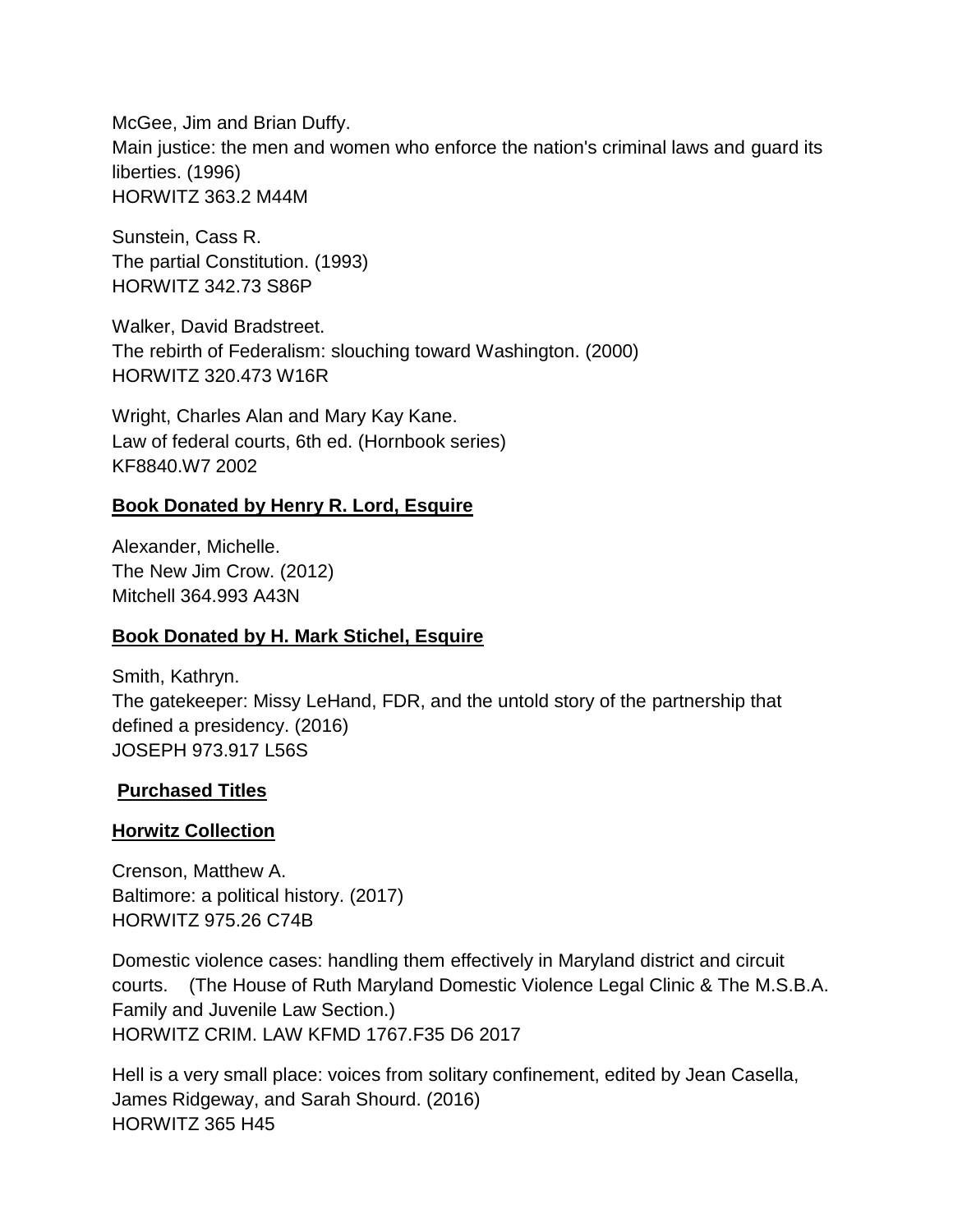McGee, Jim and Brian Duffy.
Main justice: the men and women who enforce the nation's criminal laws and guard its liberties. (1996)
HORWITZ 363.2 M44M

Sunstein, Cass R.
The partial Constitution. (1993)
HORWITZ 342.73 S86P

Walker, David Bradstreet.
The rebirth of Federalism: slouching toward Washington. (2000)
HORWITZ 320.473 W16R

Wright, Charles Alan and Mary Kay Kane.
Law of federal courts, 6th ed. (Hornbook series)
KF8840.W7 2002

**Book Donated by Henry R. Lord, Esquire**

Alexander, Michelle.
The New Jim Crow. (2012)
Mitchell 364.993 A43N

**Book Donated by H. Mark Stichel, Esquire**

Smith, Kathryn.
The gatekeeper: Missy LeHand, FDR, and the untold story of the partnership that defined a presidency. (2016)
JOSEPH 973.917 L56S

**Purchased Titles**

**Horwitz Collection**

Crenson, Matthew A.
Baltimore: a political history. (2017)
HORWITZ 975.26 C74B

Domestic violence cases: handling them effectively in Maryland district and circuit courts. (The House of Ruth Maryland Domestic Violence Legal Clinic & The M.S.B.A. Family and Juvenile Law Section.)
HORWITZ CRIM. LAW KFMD 1767.F35 D6 2017

Hell is a very small place: voices from solitary confinement, edited by Jean Casella, James Ridgeway, and Sarah Shourd. (2016)
HORWITZ 365 H45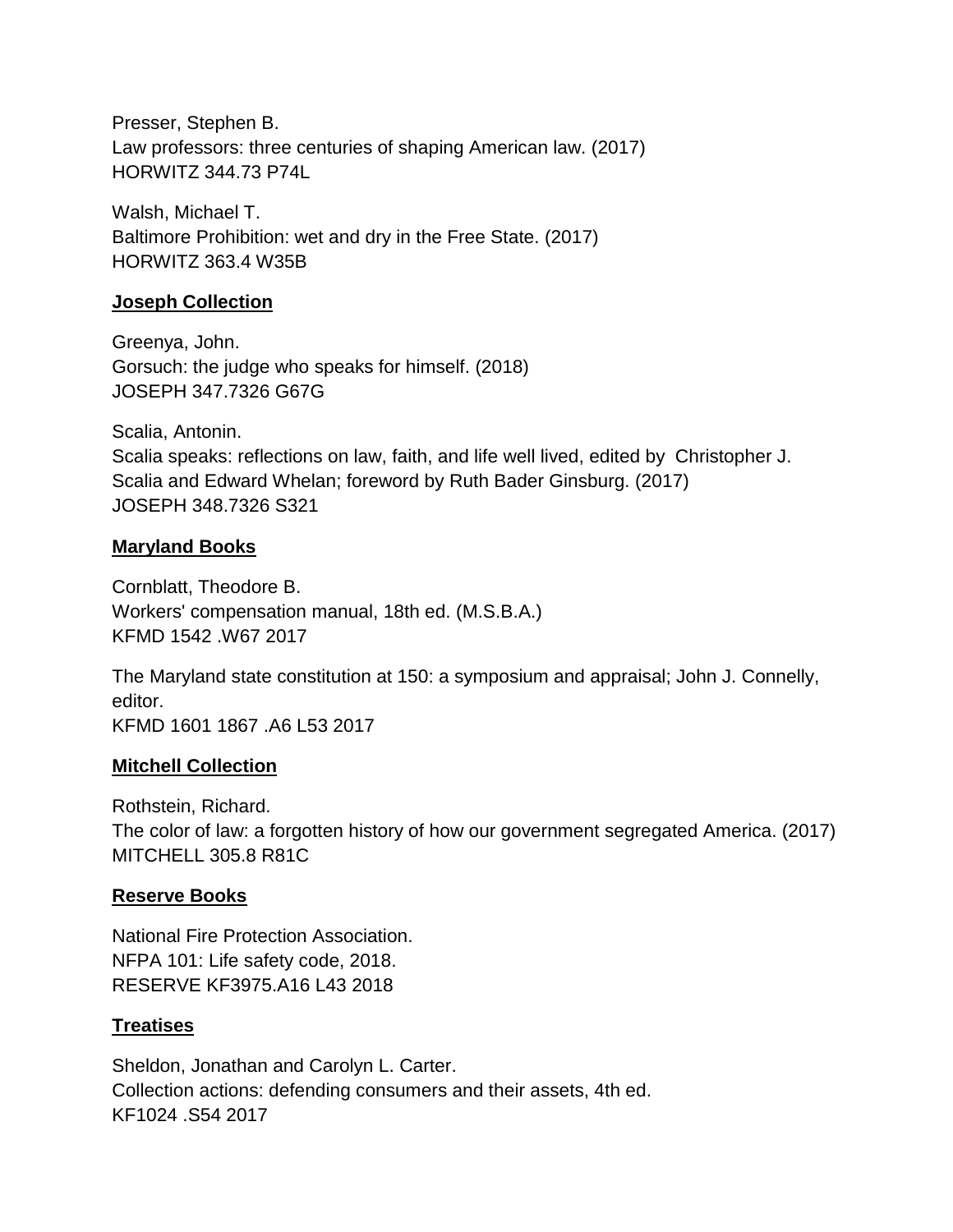Presser, Stephen B.
Law professors: three centuries of shaping American law. (2017)
HORWITZ 344.73 P74L

Walsh, Michael T.
Baltimore Prohibition: wet and dry in the Free State. (2017)
HORWITZ 363.4 W35B

**Joseph Collection**

Greenya, John.
Gorsuch: the judge who speaks for himself. (2018)
JOSEPH 347.7326 G67G

Scalia, Antonin.
Scalia speaks: reflections on law, faith, and life well lived, edited by Christopher J. Scalia and Edward Whelan; foreword by Ruth Bader Ginsburg. (2017)
JOSEPH 348.7326 S321

**Maryland Books**

Cornblatt, Theodore B.
Workers' compensation manual, 18th ed. (M.S.B.A.)
KFMD 1542 .W67 2017

The Maryland state constitution at 150: a symposium and appraisal; John J. Connelly, editor.
KFMD 1601 1867 .A6 L53 2017

**Mitchell Collection**

Rothstein, Richard.
The color of law: a forgotten history of how our government segregated America. (2017)
MITCHELL 305.8 R81C

**Reserve Books**

National Fire Protection Association.
NFPA 101: Life safety code, 2018.
RESERVE KF3975.A16 L43 2018

**Treatises**

Sheldon, Jonathan and Carolyn L. Carter.
Collection actions: defending consumers and their assets, 4th ed.
KF1024 .S54 2017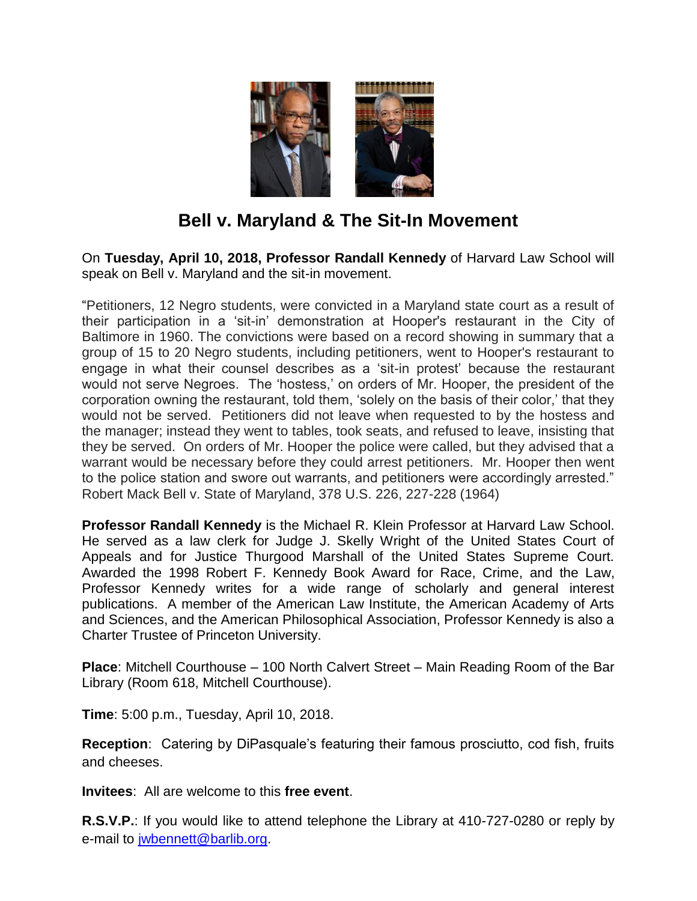# Bell v. Maryland & The Sit-In Movement

On **Tuesday, April 10, 2018, Professor Randall Kennedy** of Harvard Law School will speak on Bell v. Maryland and the sit-in movement.

"Petitioners, 12 Negro students, were convicted in a Maryland state court as a result of their participation in a 'sit-in' demonstration at Hooper's restaurant in the City of Baltimore in 1960. The convictions were based on a record showing in summary that a group of 15 to 20 Negro students, including petitioners, went to Hooper's restaurant to engage in what their counsel describes as a 'sit-in protest' because the restaurant would not serve Negroes. The 'hostess,' on orders of Mr. Hooper, the president of the corporation owning the restaurant, told them, 'solely on the basis of their color,' that they would not be served. Petitioners did not leave when requested to by the hostess and the manager; instead they went to tables, took seats, and refused to leave, insisting that they be served. On orders of Mr. Hooper the police were called, but they advised that a warrant would be necessary before they could arrest petitioners. Mr. Hooper then went to the police station and swore out warrants, and petitioners were accordingly arrested." Robert Mack Bell v. State of Maryland, 378 U.S. 226, 227-228 (1964)

**Professor Randall Kennedy** is the Michael R. Klein Professor at Harvard Law School. He served as a law clerk for Judge J. Skelly Wright of the United States Court of Appeals and for Justice Thurgood Marshall of the United States Supreme Court. Awarded the 1998 Robert F. Kennedy Book Award for Race, Crime, and the Law, Professor Kennedy writes for a wide range of scholarly and general interest publications. A member of the American Law Institute, the American Academy of Arts and Sciences, and the American Philosophical Association, Professor Kennedy is also a Charter Trustee of Princeton University.

**Place**: Mitchell Courthouse – 100 North Calvert Street – Main Reading Room of the Bar Library (Room 618, Mitchell Courthouse).

**Time**: 5:00 p.m., Tuesday, April 10, 2018.

**Reception**: Catering by DiPasquale's featuring their famous prosciutto, cod fish, fruits and cheeses.

**Invitees**: All are welcome to this **free event**.

**R.S.V.P.**: If you would like to attend telephone the Library at 410-727-0280 or reply by e-mail to jwbennett@barlib.org.